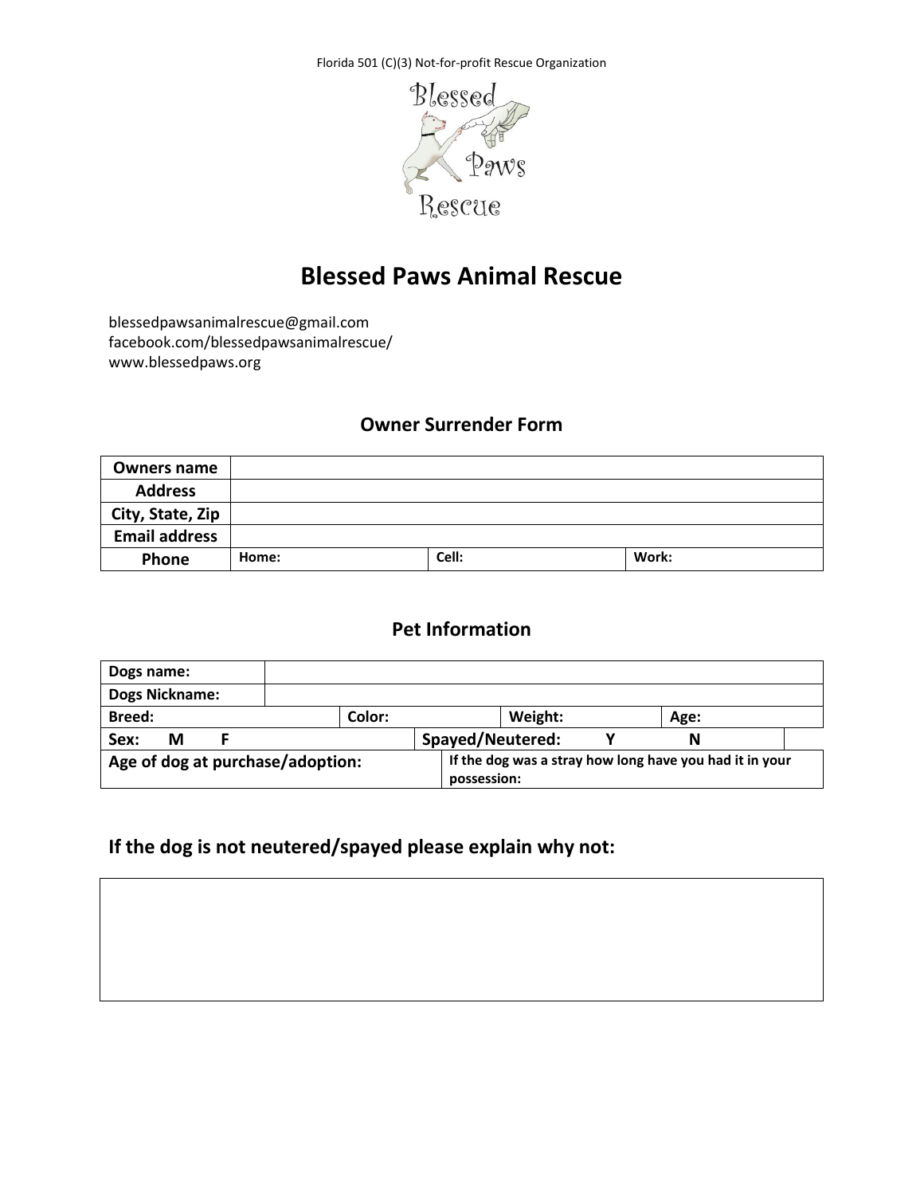Florida 501 (C)(3) Not-for-profit Rescue Organization

# Blessed Paws Animal Rescue

blessedpawsanimalrescue@gmail.com
facebook.com/blessedpawsanimalrescue/
www.blessedpaws.org

## Owner Surrender Form

| **Owners name** | | | |
|---|---|---|---|
| **Address** | | | |
| **City, State, Zip** | | | |
| **Email address** | | | |
| **Phone** | **Home:** | **Cell:** | **Work:** |

## Pet Information

| **Dogs name:** | | | |
|---|---|---|---|
| **Dogs Nickname:** | | | |
| **Breed:** | **Color:** | **Weight:** | **Age:** |
| **Sex: M F** | **Spayed/Neutered: Y N** | | |
| **Age of dog at purchase/adoption:** | **If the dog was a stray how long have you had it in your possession:** | | |

## If the dog is not neutered/spayed please explain why not:

| |
|---|
| |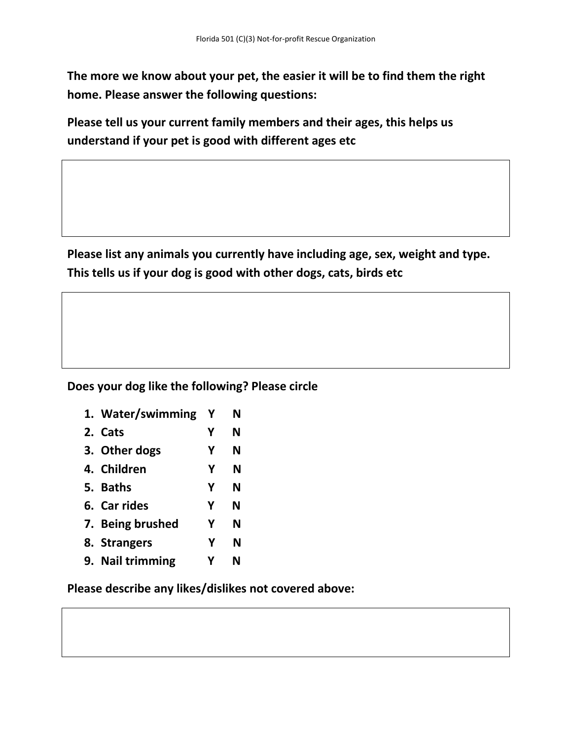**The more we know about your pet, the easier it will be to find them the right home. Please answer the following questions:**

**Please tell us your current family members and their ages, this helps us understand if your pet is good with different ages etc**

**Please list any animals you currently have including age, sex, weight and type. This tells us if your dog is good with other dogs, cats, birds etc**

**Does your dog like the following? Please circle**

1. **Water/swimming Y N**
2. **Cats Y N**
3. **Other dogs Y N**
4. **Children Y N**
5. **Baths Y N**
6. **Car rides Y N**
7. **Being brushed Y N**
8. **Strangers Y N**
9. **Nail trimming Y N**

**Please describe any likes/dislikes not covered above:**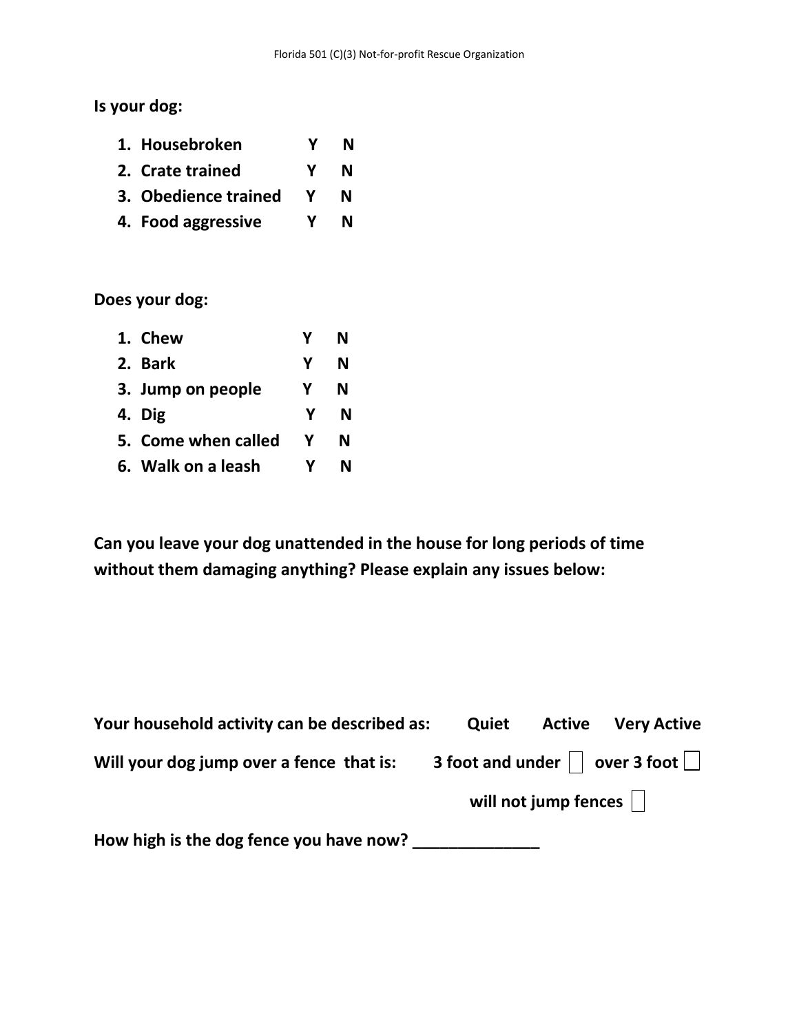**Is your dog:**

1. **Housebroken Y N**
2. **Crate trained Y N**
3. **Obedience trained Y N**
4. **Food aggressive Y N**

**Does your dog:**

1. **Chew Y N**
2. **Bark Y N**
3. **Jump on people Y N**
4. **Dig Y N**
5. **Come when called Y N**
6. **Walk on a leash Y N**

**Can you leave your dog unattended in the house for long periods of time without them damaging anything? Please explain any issues below:**

**Your household activity can be described as: Quiet Active Very Active**

**Will your dog jump over a fence that is: 3 foot and under ☐ over 3 foot ☐**

**will not jump fences ☐**

**How high is the dog fence you have now? ______________**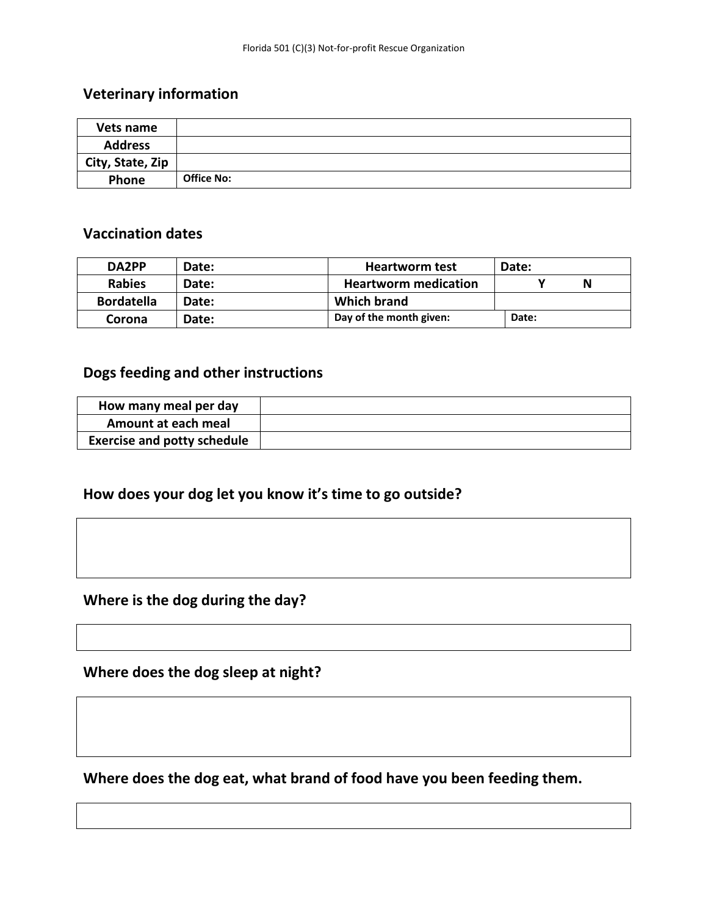## Veterinary information

| Vets name | |
|---|---|
| Address | |
| City, State, Zip | |
| Phone | Office No: |

## Vaccination dates

| DA2PP | Date: | Heartworm test | Date: |
|---|---|---|---|
| Rabies | Date: | Heartworm medication | Y N |
| Bordatella | Date: | Which brand | |
| Corona | Date: | Day of the month given: | Date: |

## Dogs feeding and other instructions

| How many meal per day | |
|---|---|
| Amount at each meal | |
| Exercise and potty schedule | |

## How does your dog let you know it's time to go outside?

## Where is the dog during the day?

## Where does the dog sleep at night?

## Where does the dog eat, what brand of food have you been feeding them.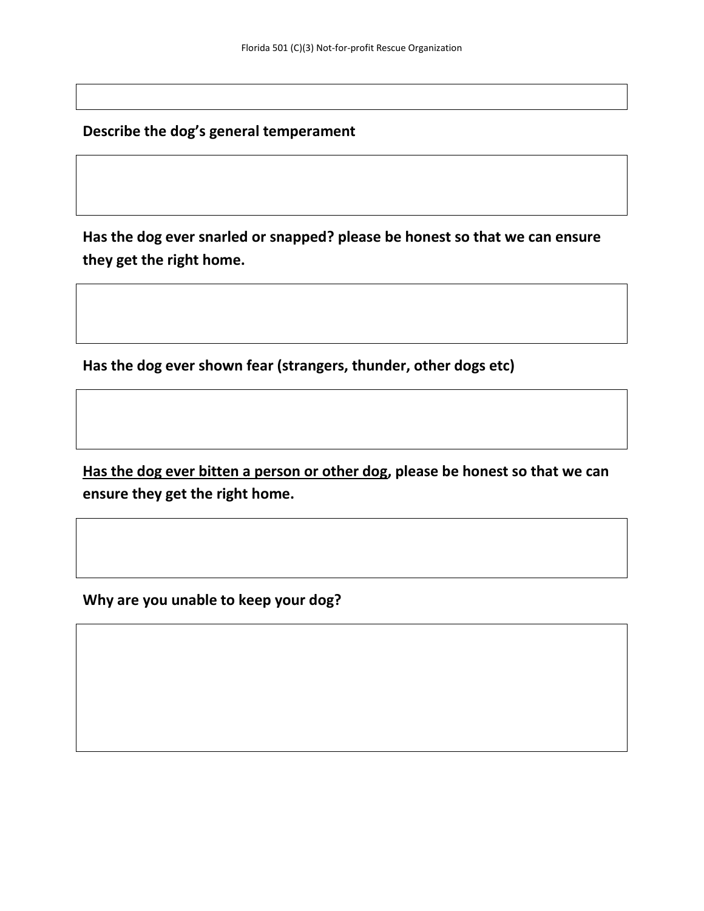**Describe the dog's general temperament**

**Has the dog ever snarled or snapped? please be honest so that we can ensure they get the right home.**

**Has the dog ever shown fear (strangers, thunder, other dogs etc)**

**<u>Has the dog ever bitten a person or other dog</u>, please be honest so that we can ensure they get the right home.**

**Why are you unable to keep your dog?**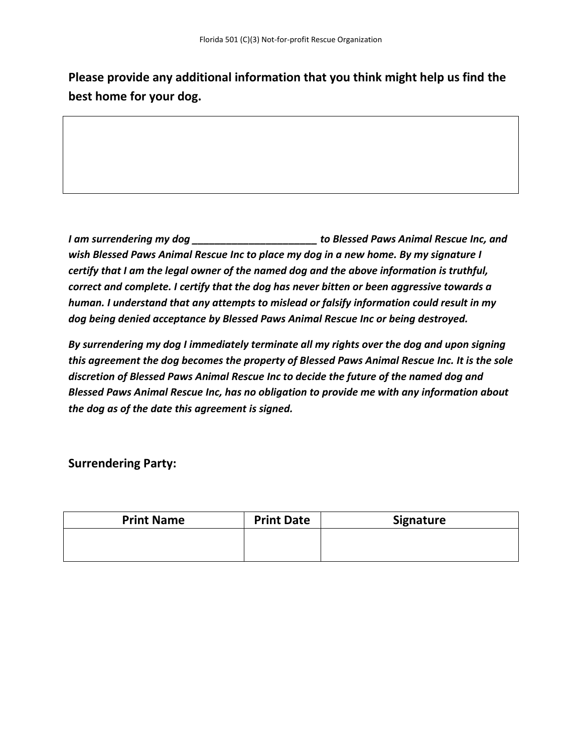**Please provide any additional information that you think might help us find the best home for your dog.**

***I am surrendering my dog ______________________ to Blessed Paws Animal Rescue Inc, and wish Blessed Paws Animal Rescue Inc to place my dog in a new home. By my signature I certify that I am the legal owner of the named dog and the above information is truthful, correct and complete. I certify that the dog has never bitten or been aggressive towards a human. I understand that any attempts to mislead or falsify information could result in my dog being denied acceptance by Blessed Paws Animal Rescue Inc or being destroyed.***

***By surrendering my dog I immediately terminate all my rights over the dog and upon signing this agreement the dog becomes the property of Blessed Paws Animal Rescue Inc. It is the sole discretion of Blessed Paws Animal Rescue Inc to decide the future of the named dog and Blessed Paws Animal Rescue Inc, has no obligation to provide me with any information about the dog as of the date this agreement is signed.***

**Surrendering Party:**

| Print Name | Print Date | Signature |
|---|---|---|
| | | |